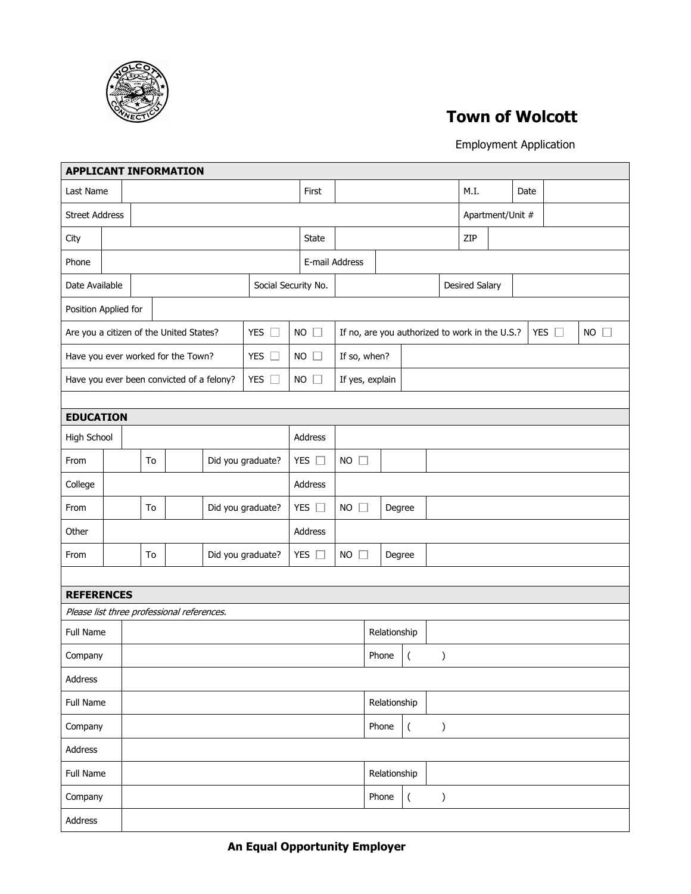# Town of Wolcott

Employment Application

| APPLICANT INFORMATION | | | | | | | |
|---|---|---|---|---|---|---|---|
| Last Name | | First | | M.I. | | Date | |
| Street Address | | | | Apartment/Unit # | | | |
| City | | State | | ZIP | | | |
| Phone | | E-mail Address | | | | | |
| Date Available | | Social Security No. | | Desired Salary | | | |
| Position Applied for | | | | | | | |
| Are you a citizen of the United States? | YES ☐ | NO ☐ | If no, are you authorized to work in the U.S.? | YES ☐ | NO ☐ | | |
| Have you ever worked for the Town? | YES ☐ | NO ☐ | If so, when? | | | | |
| Have you ever been convicted of a felony? | YES ☐ | NO ☐ | If yes, explain | | | | |

| EDUCATION | | | | | | | | |
|---|---|---|---|---|---|---|---|---|
| High School | | | | Address | | | | |
| From | | To | | Did you graduate? | YES ☐ | NO ☐ | | |
| College | | | | Address | | | | |
| From | | To | | Did you graduate? | YES ☐ | NO ☐ | Degree | |
| Other | | | | Address | | | | |
| From | | To | | Did you graduate? | YES ☐ | NO ☐ | Degree | |

| REFERENCES | | | |
|---|---|---|---|
| *Please list three professional references.* | | | |
| Full Name | | Relationship | |
| Company | | Phone | ( ) |
| Address | | | |
| Full Name | | Relationship | |
| Company | | Phone | ( ) |
| Address | | | |
| Full Name | | Relationship | |
| Company | | Phone | ( ) |
| Address | | | |

**An Equal Opportunity Employer**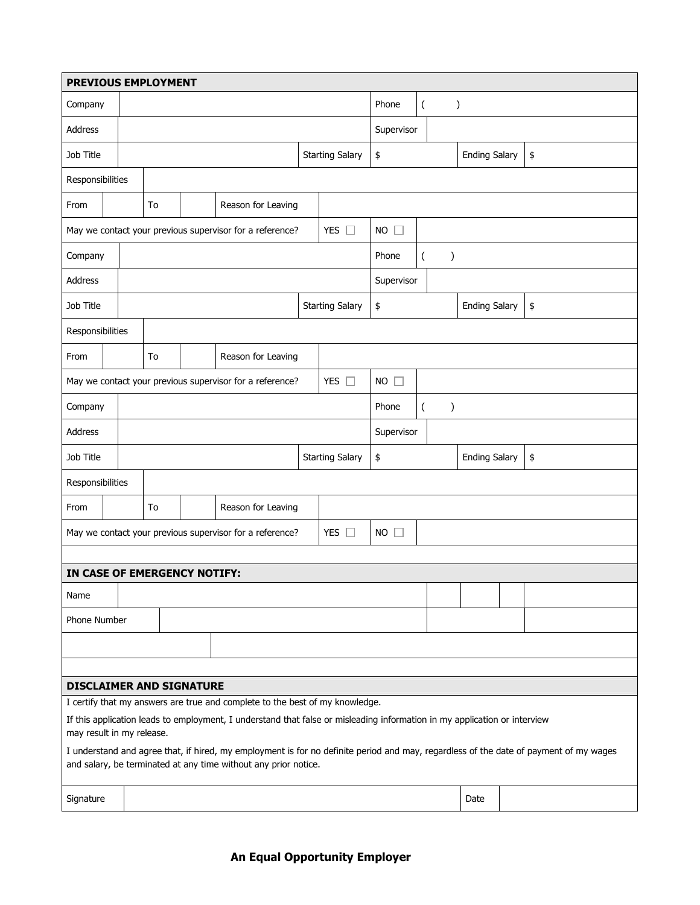## PREVIOUS EMPLOYMENT

| | | | | | | | |
|---|---|---|---|---|---|---|---|
| Company | | | | Phone | ( ) | | |
| Address | | | | Supervisor | | | |
| Job Title | | Starting Salary | | $ | | Ending Salary | $ |
| Responsibilities | | | | | | | |
| From | | To | | Reason for Leaving | | | |
| May we contact your previous supervisor for a reference? | | | YES ☐ | NO ☐ | | | |
| Company | | | | Phone | ( ) | | |
| Address | | | | Supervisor | | | |
| Job Title | | Starting Salary | | $ | | Ending Salary | $ |
| Responsibilities | | | | | | | |
| From | | To | | Reason for Leaving | | | |
| May we contact your previous supervisor for a reference? | | | YES ☐ | NO ☐ | | | |
| Company | | | | Phone | ( ) | | |
| Address | | | | Supervisor | | | |
| Job Title | | Starting Salary | | $ | | Ending Salary | $ |
| Responsibilities | | | | | | | |
| From | | To | | Reason for Leaving | | | |
| May we contact your previous supervisor for a reference? | | | YES ☐ | NO ☐ | | | |

## IN CASE OF EMERGENCY NOTIFY:

| | | | | | |
|---|---|---|---|---|---|
| Name | | | | | |
| Phone Number | | | | | |
| | | | | | |

## DISCLAIMER AND SIGNATURE

I certify that my answers are true and complete to the best of my knowledge.

If this application leads to employment, I understand that false or misleading information in my application or interview may result in my release.

I understand and agree that, if hired, my employment is for no definite period and may, regardless of the date of payment of my wages and salary, be terminated at any time without any prior notice.

| | | | |
|---|---|---|---|
| Signature | | Date | |

**An Equal Opportunity Employer**